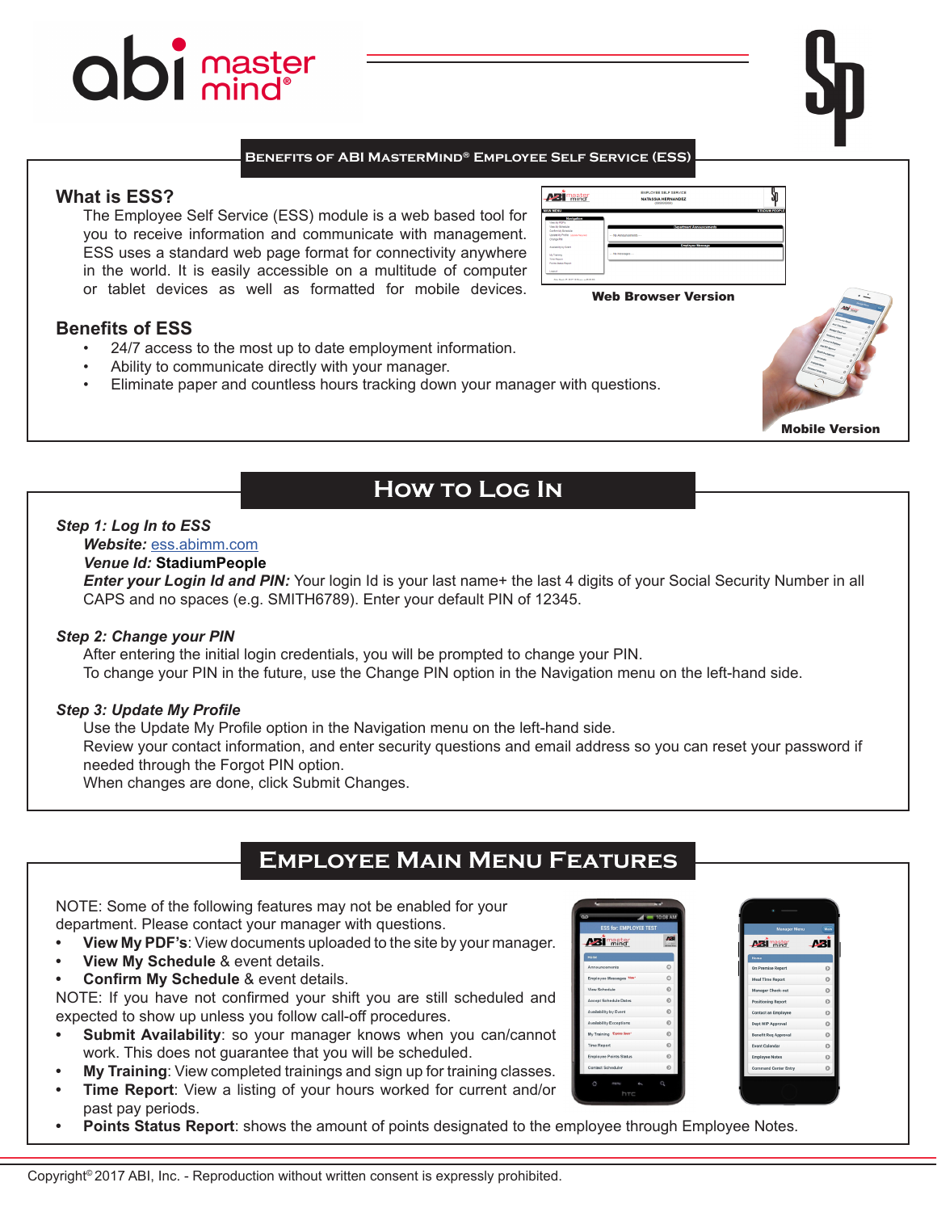## Benefits of ABI MasterMind® Employee Self Service (ESS)

### What is ESS?

The Employee Self Service (ESS) module is a web based tool for you to receive information and communicate with management. ESS uses a standard web page format for connectivity anywhere in the world. It is easily accessible on a multitude of computer or tablet devices as well as formatted for mobile devices.

Web Browser Version

### Benefits of ESS

- 24/7 access to the most up to date employment information.
- Ability to communicate directly with your manager.
- Eliminate paper and countless hours tracking down your manager with questions.

Mobile Version

## How to Log In

***Step 1: Log In to ESS***

***Website:*** ess.abimm.com

***Venue Id:*** **StadiumPeople**

***Enter your Login Id and PIN:*** Your login Id is your last name+ the last 4 digits of your Social Security Number in all CAPS and no spaces (e.g. SMITH6789). Enter your default PIN of 12345.

***Step 2: Change your PIN***

After entering the initial login credentials, you will be prompted to change your PIN.
To change your PIN in the future, use the Change PIN option in the Navigation menu on the left-hand side.

***Step 3: Update My Profile***

Use the Update My Profile option in the Navigation menu on the left-hand side.
Review your contact information, and enter security questions and email address so you can reset your password if needed through the Forgot PIN option.
When changes are done, click Submit Changes.

## Employee Main Menu Features

NOTE: Some of the following features may not be enabled for your department. Please contact your manager with questions.

- **View My PDF's**: View documents uploaded to the site by your manager.
- **View My Schedule** & event details.
- **Confirm My Schedule** & event details.

NOTE: If you have not confirmed your shift you are still scheduled and expected to show up unless you follow call-off procedures.

- **Submit Availability**: so your manager knows when you can/cannot work. This does not guarantee that you will be scheduled.
- **My Training**: View completed trainings and sign up for training classes.
- **Time Report**: View a listing of your hours worked for current and/or past pay periods.
- **Points Status Report**: shows the amount of points designated to the employee through Employee Notes.

Copyright® 2017 ABI, Inc. - Reproduction without written consent is expressly prohibited.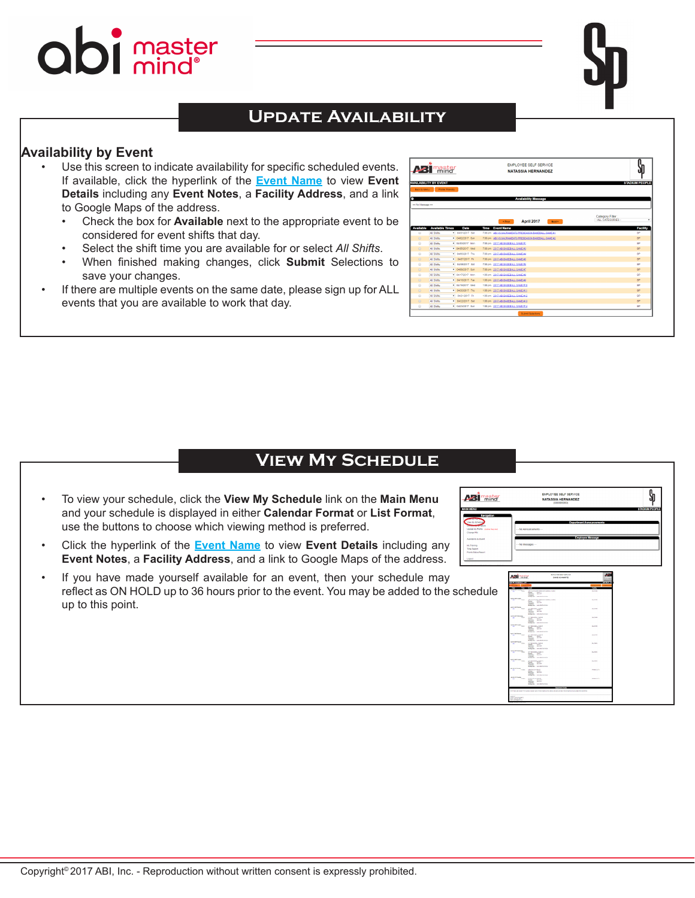# Update Availability

## Availability by Event

- Use this screen to indicate availability for specific scheduled events. If available, click the hyperlink of the Event Name to view **Event Details** including any **Event Notes**, a **Facility Address**, and a link to Google Maps of the address.
  - Check the box for **Available** next to the appropriate event to be considered for event shifts that day.
  - Select the shift time you are available for or select *All Shifts*.
  - When finished making changes, click **Submit** Selections to save your changes.
- If there are multiple events on the same date, please sign up for ALL events that you are available to work that day.

# View My Schedule

- To view your schedule, click the **View My Schedule** link on the **Main Menu** and your schedule is displayed in either **Calendar Format** or **List Format**, use the buttons to choose which viewing method is preferred.
- Click the hyperlink of the Event Name to view **Event Details** including any **Event Notes**, a **Facility Address**, and a link to Google Maps of the address.
- If you have made yourself available for an event, then your schedule may reflect as ON HOLD up to 36 hours prior to the event. You may be added to the schedule up to this point.

Copyright© 2017 ABI, Inc. - Reproduction without written consent is expressly prohibited.